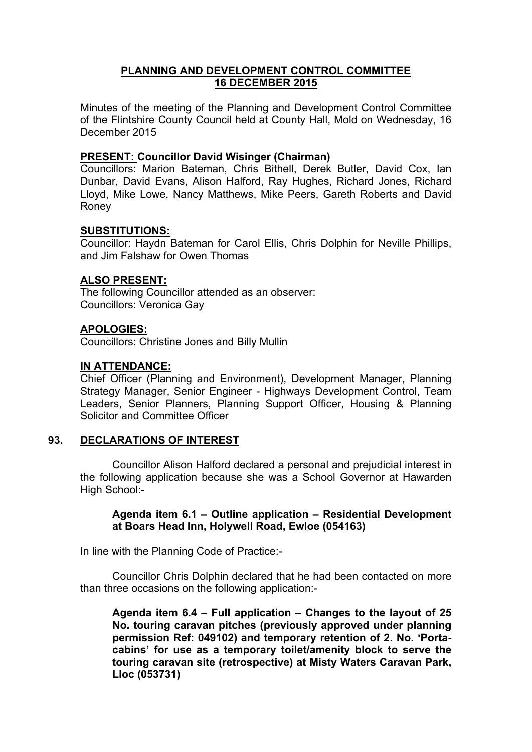# PLANNING AND DEVELOPMENT CONTROL COMMITTEE
# 16 DECEMBER 2015

Minutes of the meeting of the Planning and Development Control Committee of the Flintshire County Council held at County Hall, Mold on Wednesday, 16 December 2015

**PRESENT: Councillor David Wisinger (Chairman)**
Councillors: Marion Bateman, Chris Bithell, Derek Butler, David Cox, Ian Dunbar, David Evans, Alison Halford, Ray Hughes, Richard Jones, Richard Lloyd, Mike Lowe, Nancy Matthews, Mike Peers, Gareth Roberts and David Roney

**SUBSTITUTIONS:**
Councillor: Haydn Bateman for Carol Ellis, Chris Dolphin for Neville Phillips, and Jim Falshaw for Owen Thomas

**ALSO PRESENT:**
The following Councillor attended as an observer:
Councillors: Veronica Gay

**APOLOGIES:**
Councillors: Christine Jones and Billy Mullin

**IN ATTENDANCE:**
Chief Officer (Planning and Environment), Development Manager, Planning Strategy Manager, Senior Engineer - Highways Development Control, Team Leaders, Senior Planners, Planning Support Officer, Housing & Planning Solicitor and Committee Officer

## 93. DECLARATIONS OF INTEREST

Councillor Alison Halford declared a personal and prejudicial interest in the following application because she was a School Governor at Hawarden High School:-

> **Agenda item 6.1 – Outline application – Residential Development at Boars Head Inn, Holywell Road, Ewloe (054163)**

In line with the Planning Code of Practice:-

Councillor Chris Dolphin declared that he had been contacted on more than three occasions on the following application:-

> **Agenda item 6.4 – Full application – Changes to the layout of 25 No. touring caravan pitches (previously approved under planning permission Ref: 049102) and temporary retention of 2. No. 'Porta-cabins' for use as a temporary toilet/amenity block to serve the touring caravan site (retrospective) at Misty Waters Caravan Park, Lloc (053731)**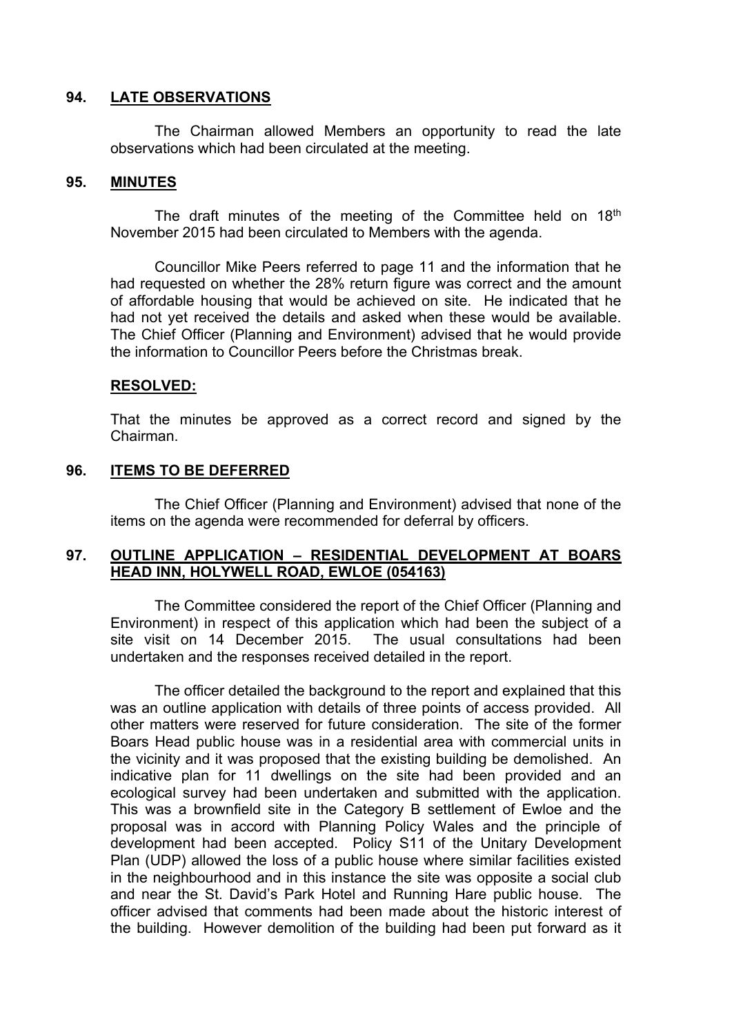## 94. LATE OBSERVATIONS

The Chairman allowed Members an opportunity to read the late observations which had been circulated at the meeting.

## 95. MINUTES

The draft minutes of the meeting of the Committee held on 18th November 2015 had been circulated to Members with the agenda.

Councillor Mike Peers referred to page 11 and the information that he had requested on whether the 28% return figure was correct and the amount of affordable housing that would be achieved on site. He indicated that he had not yet received the details and asked when these would be available. The Chief Officer (Planning and Environment) advised that he would provide the information to Councillor Peers before the Christmas break.

**RESOLVED:**

That the minutes be approved as a correct record and signed by the Chairman.

## 96. ITEMS TO BE DEFERRED

The Chief Officer (Planning and Environment) advised that none of the items on the agenda were recommended for deferral by officers.

## 97. OUTLINE APPLICATION – RESIDENTIAL DEVELOPMENT AT BOARS HEAD INN, HOLYWELL ROAD, EWLOE (054163)

The Committee considered the report of the Chief Officer (Planning and Environment) in respect of this application which had been the subject of a site visit on 14 December 2015. The usual consultations had been undertaken and the responses received detailed in the report.

The officer detailed the background to the report and explained that this was an outline application with details of three points of access provided. All other matters were reserved for future consideration. The site of the former Boars Head public house was in a residential area with commercial units in the vicinity and it was proposed that the existing building be demolished. An indicative plan for 11 dwellings on the site had been provided and an ecological survey had been undertaken and submitted with the application. This was a brownfield site in the Category B settlement of Ewloe and the proposal was in accord with Planning Policy Wales and the principle of development had been accepted. Policy S11 of the Unitary Development Plan (UDP) allowed the loss of a public house where similar facilities existed in the neighbourhood and in this instance the site was opposite a social club and near the St. David's Park Hotel and Running Hare public house. The officer advised that comments had been made about the historic interest of the building. However demolition of the building had been put forward as it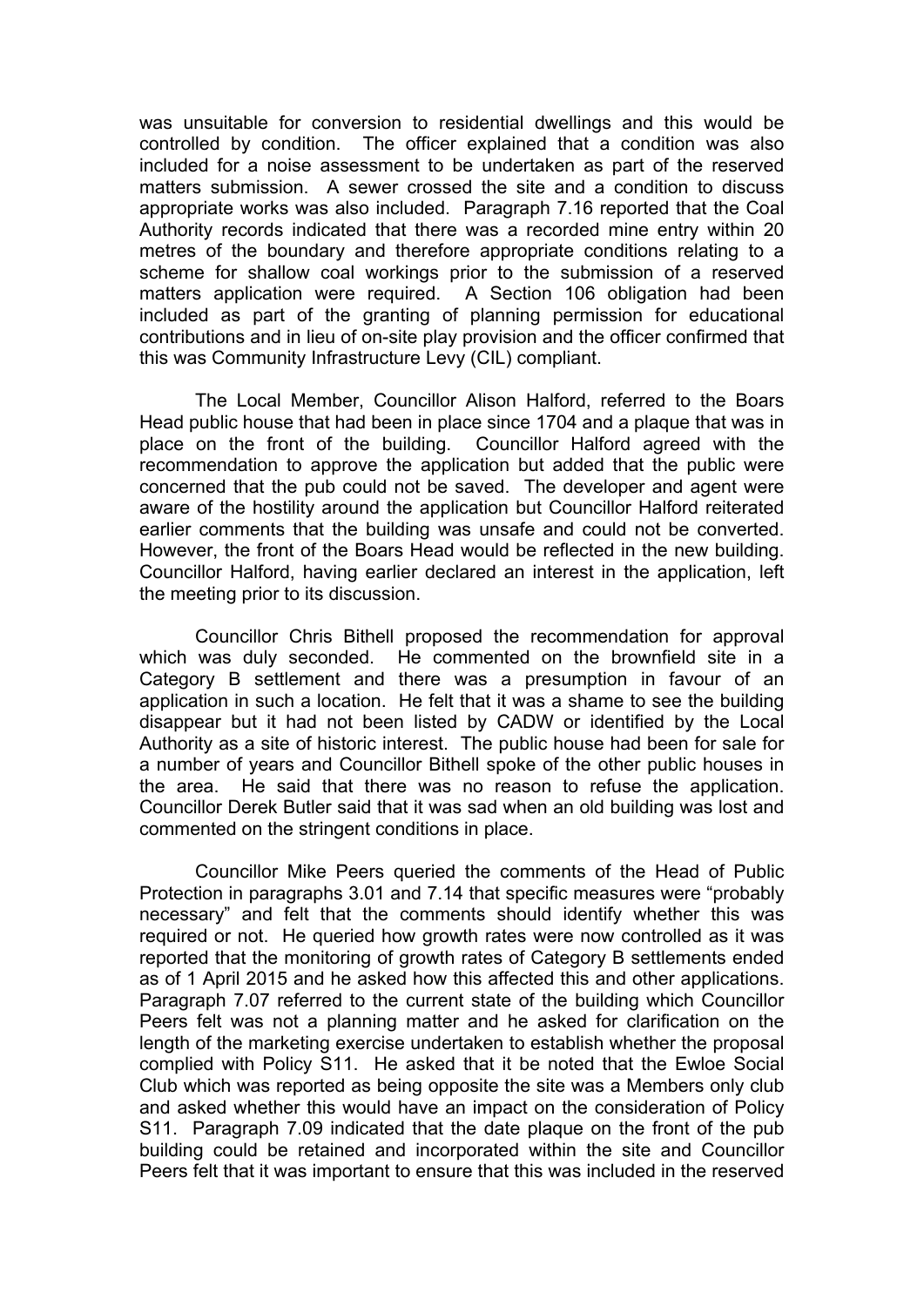was unsuitable for conversion to residential dwellings and this would be controlled by condition. The officer explained that a condition was also included for a noise assessment to be undertaken as part of the reserved matters submission. A sewer crossed the site and a condition to discuss appropriate works was also included. Paragraph 7.16 reported that the Coal Authority records indicated that there was a recorded mine entry within 20 metres of the boundary and therefore appropriate conditions relating to a scheme for shallow coal workings prior to the submission of a reserved matters application were required. A Section 106 obligation had been included as part of the granting of planning permission for educational contributions and in lieu of on-site play provision and the officer confirmed that this was Community Infrastructure Levy (CIL) compliant.

The Local Member, Councillor Alison Halford, referred to the Boars Head public house that had been in place since 1704 and a plaque that was in place on the front of the building. Councillor Halford agreed with the recommendation to approve the application but added that the public were concerned that the pub could not be saved. The developer and agent were aware of the hostility around the application but Councillor Halford reiterated earlier comments that the building was unsafe and could not be converted. However, the front of the Boars Head would be reflected in the new building. Councillor Halford, having earlier declared an interest in the application, left the meeting prior to its discussion.

Councillor Chris Bithell proposed the recommendation for approval which was duly seconded. He commented on the brownfield site in a Category B settlement and there was a presumption in favour of an application in such a location. He felt that it was a shame to see the building disappear but it had not been listed by CADW or identified by the Local Authority as a site of historic interest. The public house had been for sale for a number of years and Councillor Bithell spoke of the other public houses in the area. He said that there was no reason to refuse the application. Councillor Derek Butler said that it was sad when an old building was lost and commented on the stringent conditions in place.

Councillor Mike Peers queried the comments of the Head of Public Protection in paragraphs 3.01 and 7.14 that specific measures were "probably necessary" and felt that the comments should identify whether this was required or not. He queried how growth rates were now controlled as it was reported that the monitoring of growth rates of Category B settlements ended as of 1 April 2015 and he asked how this affected this and other applications. Paragraph 7.07 referred to the current state of the building which Councillor Peers felt was not a planning matter and he asked for clarification on the length of the marketing exercise undertaken to establish whether the proposal complied with Policy S11. He asked that it be noted that the Ewloe Social Club which was reported as being opposite the site was a Members only club and asked whether this would have an impact on the consideration of Policy S11. Paragraph 7.09 indicated that the date plaque on the front of the pub building could be retained and incorporated within the site and Councillor Peers felt that it was important to ensure that this was included in the reserved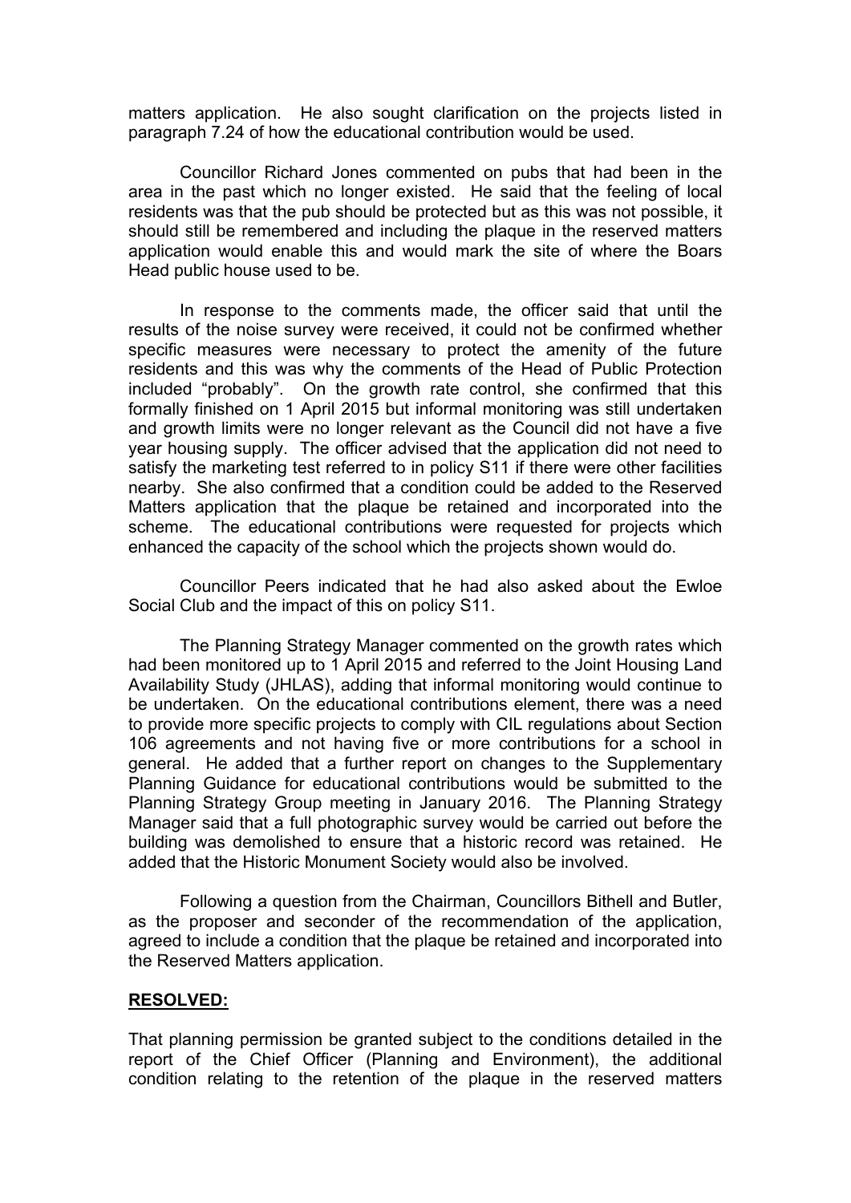matters application. He also sought clarification on the projects listed in paragraph 7.24 of how the educational contribution would be used.

Councillor Richard Jones commented on pubs that had been in the area in the past which no longer existed. He said that the feeling of local residents was that the pub should be protected but as this was not possible, it should still be remembered and including the plaque in the reserved matters application would enable this and would mark the site of where the Boars Head public house used to be.

In response to the comments made, the officer said that until the results of the noise survey were received, it could not be confirmed whether specific measures were necessary to protect the amenity of the future residents and this was why the comments of the Head of Public Protection included "probably". On the growth rate control, she confirmed that this formally finished on 1 April 2015 but informal monitoring was still undertaken and growth limits were no longer relevant as the Council did not have a five year housing supply. The officer advised that the application did not need to satisfy the marketing test referred to in policy S11 if there were other facilities nearby. She also confirmed that a condition could be added to the Reserved Matters application that the plaque be retained and incorporated into the scheme. The educational contributions were requested for projects which enhanced the capacity of the school which the projects shown would do.

Councillor Peers indicated that he had also asked about the Ewloe Social Club and the impact of this on policy S11.

The Planning Strategy Manager commented on the growth rates which had been monitored up to 1 April 2015 and referred to the Joint Housing Land Availability Study (JHLAS), adding that informal monitoring would continue to be undertaken. On the educational contributions element, there was a need to provide more specific projects to comply with CIL regulations about Section 106 agreements and not having five or more contributions for a school in general. He added that a further report on changes to the Supplementary Planning Guidance for educational contributions would be submitted to the Planning Strategy Group meeting in January 2016. The Planning Strategy Manager said that a full photographic survey would be carried out before the building was demolished to ensure that a historic record was retained. He added that the Historic Monument Society would also be involved.

Following a question from the Chairman, Councillors Bithell and Butler, as the proposer and seconder of the recommendation of the application, agreed to include a condition that the plaque be retained and incorporated into the Reserved Matters application.

**RESOLVED:**

That planning permission be granted subject to the conditions detailed in the report of the Chief Officer (Planning and Environment), the additional condition relating to the retention of the plaque in the reserved matters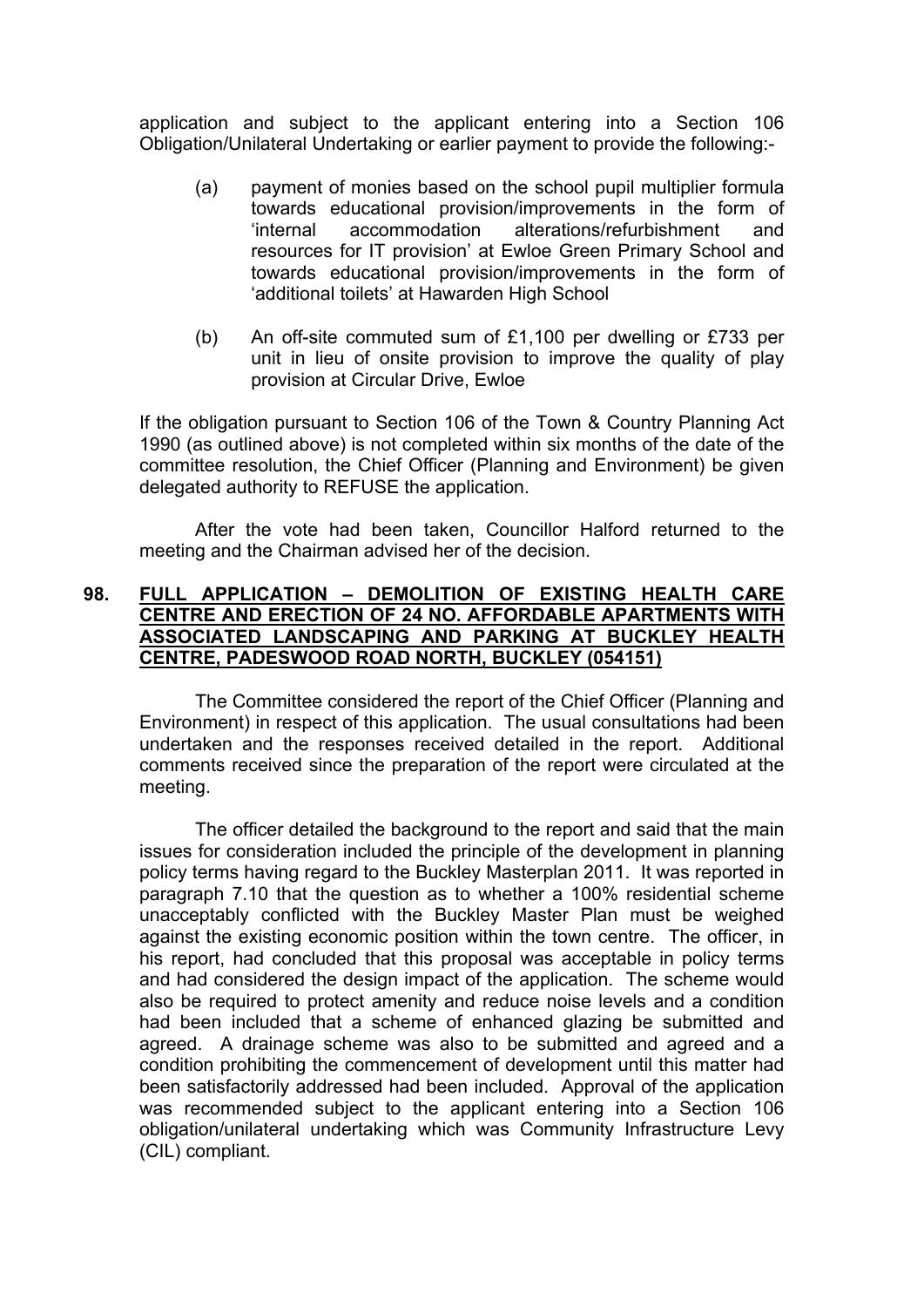application and subject to the applicant entering into a Section 106 Obligation/Unilateral Undertaking or earlier payment to provide the following:-

(a) payment of monies based on the school pupil multiplier formula towards educational provision/improvements in the form of 'internal accommodation alterations/refurbishment and resources for IT provision' at Ewloe Green Primary School and towards educational provision/improvements in the form of 'additional toilets' at Hawarden High School

(b) An off-site commuted sum of £1,100 per dwelling or £733 per unit in lieu of onsite provision to improve the quality of play provision at Circular Drive, Ewloe

If the obligation pursuant to Section 106 of the Town & Country Planning Act 1990 (as outlined above) is not completed within six months of the date of the committee resolution, the Chief Officer (Planning and Environment) be given delegated authority to REFUSE the application.

After the vote had been taken, Councillor Halford returned to the meeting and the Chairman advised her of the decision.

## 98. FULL APPLICATION – DEMOLITION OF EXISTING HEALTH CARE CENTRE AND ERECTION OF 24 NO. AFFORDABLE APARTMENTS WITH ASSOCIATED LANDSCAPING AND PARKING AT BUCKLEY HEALTH CENTRE, PADESWOOD ROAD NORTH, BUCKLEY (054151)

The Committee considered the report of the Chief Officer (Planning and Environment) in respect of this application. The usual consultations had been undertaken and the responses received detailed in the report. Additional comments received since the preparation of the report were circulated at the meeting.

The officer detailed the background to the report and said that the main issues for consideration included the principle of the development in planning policy terms having regard to the Buckley Masterplan 2011. It was reported in paragraph 7.10 that the question as to whether a 100% residential scheme unacceptably conflicted with the Buckley Master Plan must be weighed against the existing economic position within the town centre. The officer, in his report, had concluded that this proposal was acceptable in policy terms and had considered the design impact of the application. The scheme would also be required to protect amenity and reduce noise levels and a condition had been included that a scheme of enhanced glazing be submitted and agreed. A drainage scheme was also to be submitted and agreed and a condition prohibiting the commencement of development until this matter had been satisfactorily addressed had been included. Approval of the application was recommended subject to the applicant entering into a Section 106 obligation/unilateral undertaking which was Community Infrastructure Levy (CIL) compliant.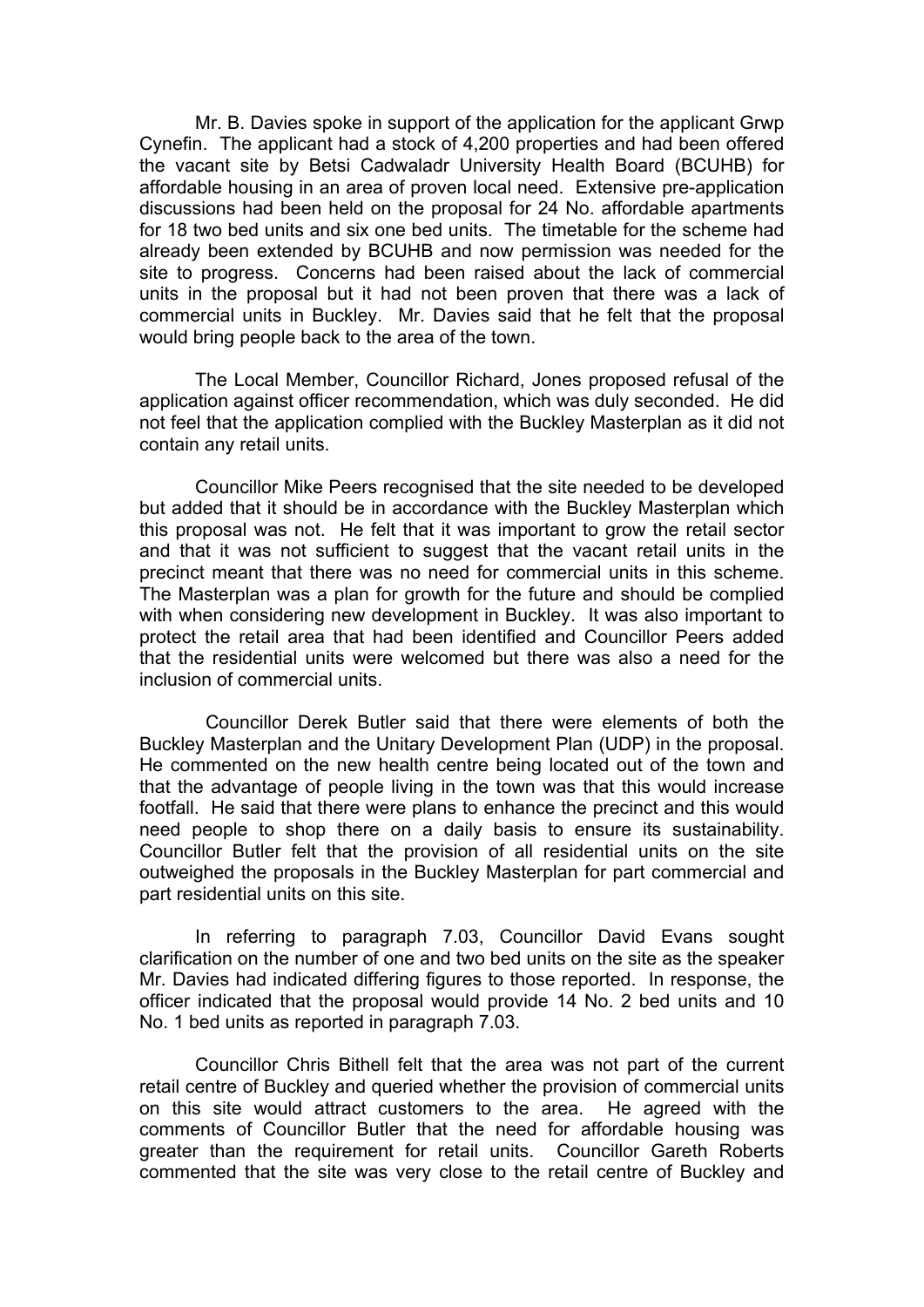Mr. B. Davies spoke in support of the application for the applicant Grwp Cynefin. The applicant had a stock of 4,200 properties and had been offered the vacant site by Betsi Cadwaladr University Health Board (BCUHB) for affordable housing in an area of proven local need. Extensive pre-application discussions had been held on the proposal for 24 No. affordable apartments for 18 two bed units and six one bed units. The timetable for the scheme had already been extended by BCUHB and now permission was needed for the site to progress. Concerns had been raised about the lack of commercial units in the proposal but it had not been proven that there was a lack of commercial units in Buckley. Mr. Davies said that he felt that the proposal would bring people back to the area of the town.

The Local Member, Councillor Richard, Jones proposed refusal of the application against officer recommendation, which was duly seconded. He did not feel that the application complied with the Buckley Masterplan as it did not contain any retail units.

Councillor Mike Peers recognised that the site needed to be developed but added that it should be in accordance with the Buckley Masterplan which this proposal was not. He felt that it was important to grow the retail sector and that it was not sufficient to suggest that the vacant retail units in the precinct meant that there was no need for commercial units in this scheme. The Masterplan was a plan for growth for the future and should be complied with when considering new development in Buckley. It was also important to protect the retail area that had been identified and Councillor Peers added that the residential units were welcomed but there was also a need for the inclusion of commercial units.

Councillor Derek Butler said that there were elements of both the Buckley Masterplan and the Unitary Development Plan (UDP) in the proposal. He commented on the new health centre being located out of the town and that the advantage of people living in the town was that this would increase footfall. He said that there were plans to enhance the precinct and this would need people to shop there on a daily basis to ensure its sustainability. Councillor Butler felt that the provision of all residential units on the site outweighed the proposals in the Buckley Masterplan for part commercial and part residential units on this site.

In referring to paragraph 7.03, Councillor David Evans sought clarification on the number of one and two bed units on the site as the speaker Mr. Davies had indicated differing figures to those reported. In response, the officer indicated that the proposal would provide 14 No. 2 bed units and 10 No. 1 bed units as reported in paragraph 7.03.

Councillor Chris Bithell felt that the area was not part of the current retail centre of Buckley and queried whether the provision of commercial units on this site would attract customers to the area. He agreed with the comments of Councillor Butler that the need for affordable housing was greater than the requirement for retail units. Councillor Gareth Roberts commented that the site was very close to the retail centre of Buckley and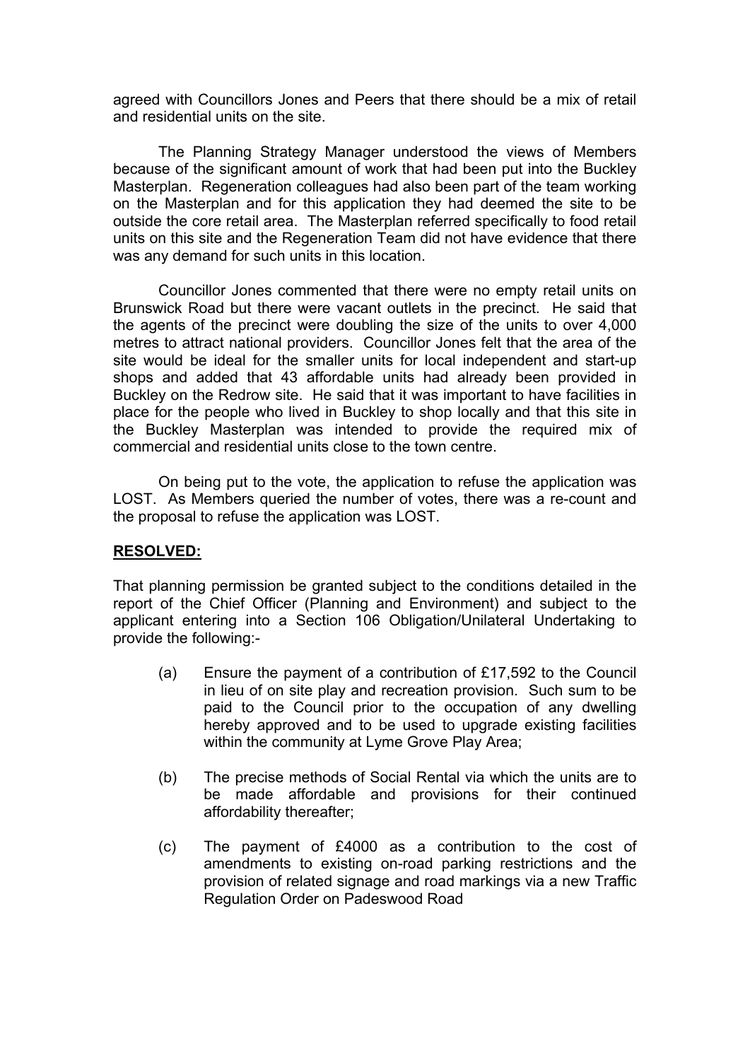agreed with Councillors Jones and Peers that there should be a mix of retail and residential units on the site.

The Planning Strategy Manager understood the views of Members because of the significant amount of work that had been put into the Buckley Masterplan. Regeneration colleagues had also been part of the team working on the Masterplan and for this application they had deemed the site to be outside the core retail area. The Masterplan referred specifically to food retail units on this site and the Regeneration Team did not have evidence that there was any demand for such units in this location.

Councillor Jones commented that there were no empty retail units on Brunswick Road but there were vacant outlets in the precinct. He said that the agents of the precinct were doubling the size of the units to over 4,000 metres to attract national providers. Councillor Jones felt that the area of the site would be ideal for the smaller units for local independent and start-up shops and added that 43 affordable units had already been provided in Buckley on the Redrow site. He said that it was important to have facilities in place for the people who lived in Buckley to shop locally and that this site in the Buckley Masterplan was intended to provide the required mix of commercial and residential units close to the town centre.

On being put to the vote, the application to refuse the application was LOST. As Members queried the number of votes, there was a re-count and the proposal to refuse the application was LOST.

**RESOLVED:**

That planning permission be granted subject to the conditions detailed in the report of the Chief Officer (Planning and Environment) and subject to the applicant entering into a Section 106 Obligation/Unilateral Undertaking to provide the following:-

(a) Ensure the payment of a contribution of £17,592 to the Council in lieu of on site play and recreation provision. Such sum to be paid to the Council prior to the occupation of any dwelling hereby approved and to be used to upgrade existing facilities within the community at Lyme Grove Play Area;

(b) The precise methods of Social Rental via which the units are to be made affordable and provisions for their continued affordability thereafter;

(c) The payment of £4000 as a contribution to the cost of amendments to existing on-road parking restrictions and the provision of related signage and road markings via a new Traffic Regulation Order on Padeswood Road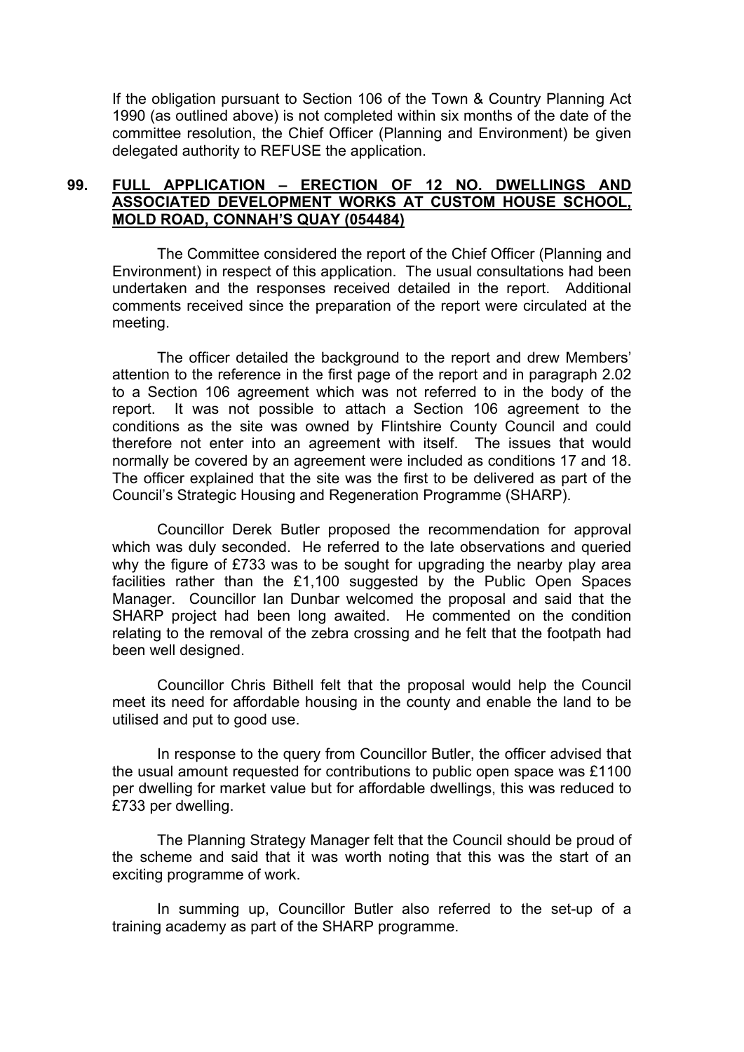If the obligation pursuant to Section 106 of the Town & Country Planning Act 1990 (as outlined above) is not completed within six months of the date of the committee resolution, the Chief Officer (Planning and Environment) be given delegated authority to REFUSE the application.

## 99. FULL APPLICATION – ERECTION OF 12 NO. DWELLINGS AND ASSOCIATED DEVELOPMENT WORKS AT CUSTOM HOUSE SCHOOL, MOLD ROAD, CONNAH'S QUAY (054484)

The Committee considered the report of the Chief Officer (Planning and Environment) in respect of this application. The usual consultations had been undertaken and the responses received detailed in the report. Additional comments received since the preparation of the report were circulated at the meeting.

The officer detailed the background to the report and drew Members' attention to the reference in the first page of the report and in paragraph 2.02 to a Section 106 agreement which was not referred to in the body of the report. It was not possible to attach a Section 106 agreement to the conditions as the site was owned by Flintshire County Council and could therefore not enter into an agreement with itself. The issues that would normally be covered by an agreement were included as conditions 17 and 18. The officer explained that the site was the first to be delivered as part of the Council's Strategic Housing and Regeneration Programme (SHARP).

Councillor Derek Butler proposed the recommendation for approval which was duly seconded. He referred to the late observations and queried why the figure of £733 was to be sought for upgrading the nearby play area facilities rather than the £1,100 suggested by the Public Open Spaces Manager. Councillor Ian Dunbar welcomed the proposal and said that the SHARP project had been long awaited. He commented on the condition relating to the removal of the zebra crossing and he felt that the footpath had been well designed.

Councillor Chris Bithell felt that the proposal would help the Council meet its need for affordable housing in the county and enable the land to be utilised and put to good use.

In response to the query from Councillor Butler, the officer advised that the usual amount requested for contributions to public open space was £1100 per dwelling for market value but for affordable dwellings, this was reduced to £733 per dwelling.

The Planning Strategy Manager felt that the Council should be proud of the scheme and said that it was worth noting that this was the start of an exciting programme of work.

In summing up, Councillor Butler also referred to the set-up of a training academy as part of the SHARP programme.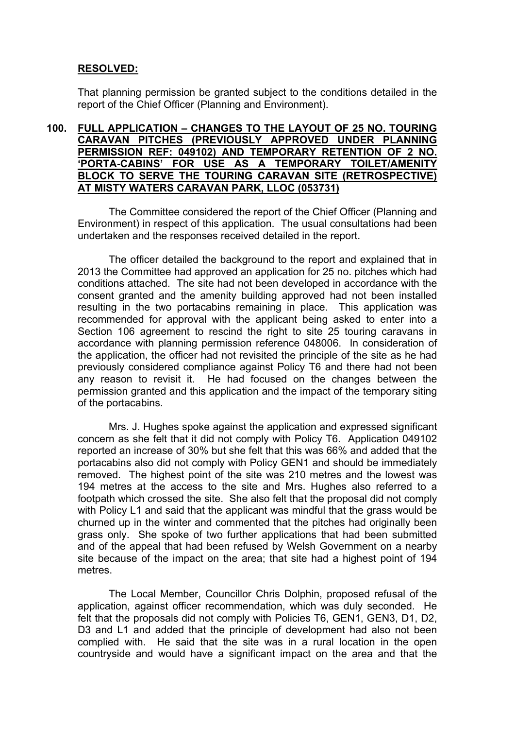**RESOLVED:**

That planning permission be granted subject to the conditions detailed in the report of the Chief Officer (Planning and Environment).

**100. FULL APPLICATION – CHANGES TO THE LAYOUT OF 25 NO. TOURING CARAVAN PITCHES (PREVIOUSLY APPROVED UNDER PLANNING PERMISSION REF: 049102) AND TEMPORARY RETENTION OF 2 NO. 'PORTA-CABINS' FOR USE AS A TEMPORARY TOILET/AMENITY BLOCK TO SERVE THE TOURING CARAVAN SITE (RETROSPECTIVE) AT MISTY WATERS CARAVAN PARK, LLOC (053731)**

The Committee considered the report of the Chief Officer (Planning and Environment) in respect of this application. The usual consultations had been undertaken and the responses received detailed in the report.

The officer detailed the background to the report and explained that in 2013 the Committee had approved an application for 25 no. pitches which had conditions attached. The site had not been developed in accordance with the consent granted and the amenity building approved had not been installed resulting in the two portacabins remaining in place. This application was recommended for approval with the applicant being asked to enter into a Section 106 agreement to rescind the right to site 25 touring caravans in accordance with planning permission reference 048006. In consideration of the application, the officer had not revisited the principle of the site as he had previously considered compliance against Policy T6 and there had not been any reason to revisit it. He had focused on the changes between the permission granted and this application and the impact of the temporary siting of the portacabins.

Mrs. J. Hughes spoke against the application and expressed significant concern as she felt that it did not comply with Policy T6. Application 049102 reported an increase of 30% but she felt that this was 66% and added that the portacabins also did not comply with Policy GEN1 and should be immediately removed. The highest point of the site was 210 metres and the lowest was 194 metres at the access to the site and Mrs. Hughes also referred to a footpath which crossed the site. She also felt that the proposal did not comply with Policy L1 and said that the applicant was mindful that the grass would be churned up in the winter and commented that the pitches had originally been grass only. She spoke of two further applications that had been submitted and of the appeal that had been refused by Welsh Government on a nearby site because of the impact on the area; that site had a highest point of 194 metres.

The Local Member, Councillor Chris Dolphin, proposed refusal of the application, against officer recommendation, which was duly seconded. He felt that the proposals did not comply with Policies T6, GEN1, GEN3, D1, D2, D3 and L1 and added that the principle of development had also not been complied with. He said that the site was in a rural location in the open countryside and would have a significant impact on the area and that the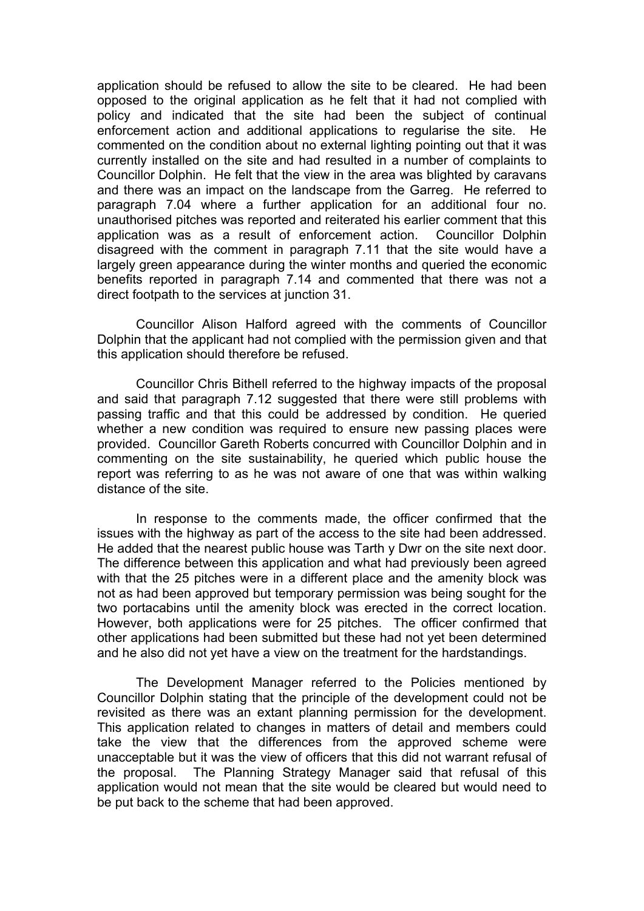application should be refused to allow the site to be cleared. He had been opposed to the original application as he felt that it had not complied with policy and indicated that the site had been the subject of continual enforcement action and additional applications to regularise the site. He commented on the condition about no external lighting pointing out that it was currently installed on the site and had resulted in a number of complaints to Councillor Dolphin. He felt that the view in the area was blighted by caravans and there was an impact on the landscape from the Garreg. He referred to paragraph 7.04 where a further application for an additional four no. unauthorised pitches was reported and reiterated his earlier comment that this application was as a result of enforcement action. Councillor Dolphin disagreed with the comment in paragraph 7.11 that the site would have a largely green appearance during the winter months and queried the economic benefits reported in paragraph 7.14 and commented that there was not a direct footpath to the services at junction 31.

Councillor Alison Halford agreed with the comments of Councillor Dolphin that the applicant had not complied with the permission given and that this application should therefore be refused.

Councillor Chris Bithell referred to the highway impacts of the proposal and said that paragraph 7.12 suggested that there were still problems with passing traffic and that this could be addressed by condition. He queried whether a new condition was required to ensure new passing places were provided. Councillor Gareth Roberts concurred with Councillor Dolphin and in commenting on the site sustainability, he queried which public house the report was referring to as he was not aware of one that was within walking distance of the site.

In response to the comments made, the officer confirmed that the issues with the highway as part of the access to the site had been addressed. He added that the nearest public house was Tarth y Dwr on the site next door. The difference between this application and what had previously been agreed with that the 25 pitches were in a different place and the amenity block was not as had been approved but temporary permission was being sought for the two portacabins until the amenity block was erected in the correct location. However, both applications were for 25 pitches. The officer confirmed that other applications had been submitted but these had not yet been determined and he also did not yet have a view on the treatment for the hardstandings.

The Development Manager referred to the Policies mentioned by Councillor Dolphin stating that the principle of the development could not be revisited as there was an extant planning permission for the development. This application related to changes in matters of detail and members could take the view that the differences from the approved scheme were unacceptable but it was the view of officers that this did not warrant refusal of the proposal. The Planning Strategy Manager said that refusal of this application would not mean that the site would be cleared but would need to be put back to the scheme that had been approved.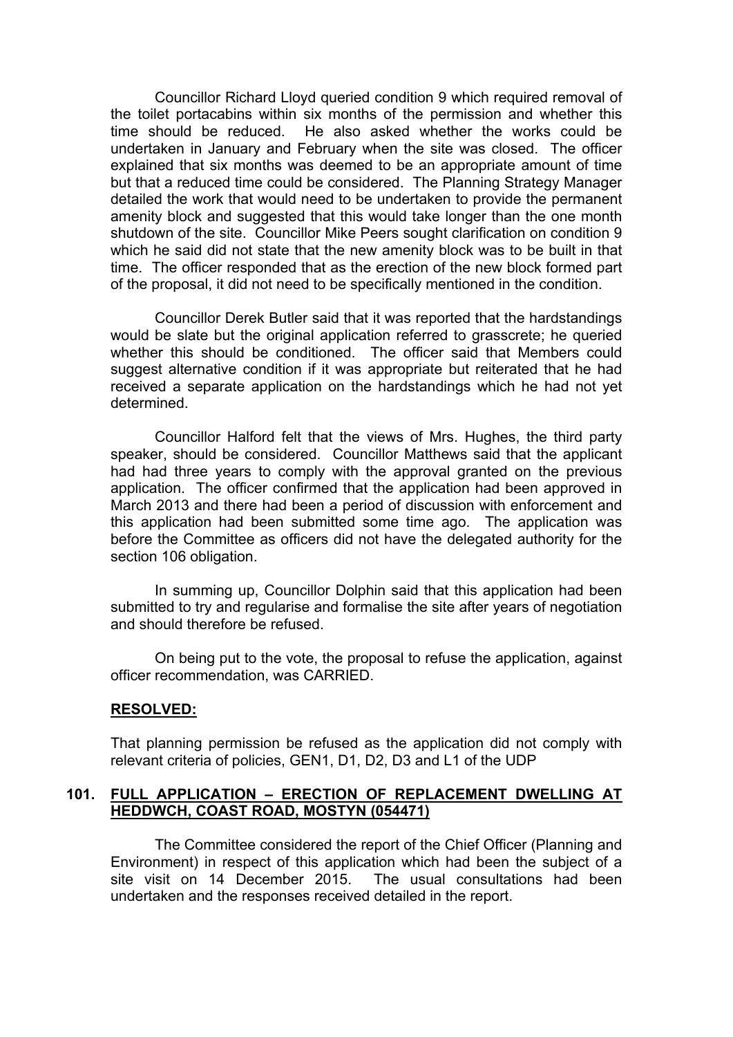Councillor Richard Lloyd queried condition 9 which required removal of the toilet portacabins within six months of the permission and whether this time should be reduced. He also asked whether the works could be undertaken in January and February when the site was closed. The officer explained that six months was deemed to be an appropriate amount of time but that a reduced time could be considered. The Planning Strategy Manager detailed the work that would need to be undertaken to provide the permanent amenity block and suggested that this would take longer than the one month shutdown of the site. Councillor Mike Peers sought clarification on condition 9 which he said did not state that the new amenity block was to be built in that time. The officer responded that as the erection of the new block formed part of the proposal, it did not need to be specifically mentioned in the condition.

Councillor Derek Butler said that it was reported that the hardstandings would be slate but the original application referred to grasscrete; he queried whether this should be conditioned. The officer said that Members could suggest alternative condition if it was appropriate but reiterated that he had received a separate application on the hardstandings which he had not yet determined.

Councillor Halford felt that the views of Mrs. Hughes, the third party speaker, should be considered. Councillor Matthews said that the applicant had had three years to comply with the approval granted on the previous application. The officer confirmed that the application had been approved in March 2013 and there had been a period of discussion with enforcement and this application had been submitted some time ago. The application was before the Committee as officers did not have the delegated authority for the section 106 obligation.

In summing up, Councillor Dolphin said that this application had been submitted to try and regularise and formalise the site after years of negotiation and should therefore be refused.

On being put to the vote, the proposal to refuse the application, against officer recommendation, was CARRIED.

**RESOLVED:**

That planning permission be refused as the application did not comply with relevant criteria of policies, GEN1, D1, D2, D3 and L1 of the UDP

## 101. FULL APPLICATION – ERECTION OF REPLACEMENT DWELLING AT HEDDWCH, COAST ROAD, MOSTYN (054471)

The Committee considered the report of the Chief Officer (Planning and Environment) in respect of this application which had been the subject of a site visit on 14 December 2015. The usual consultations had been undertaken and the responses received detailed in the report.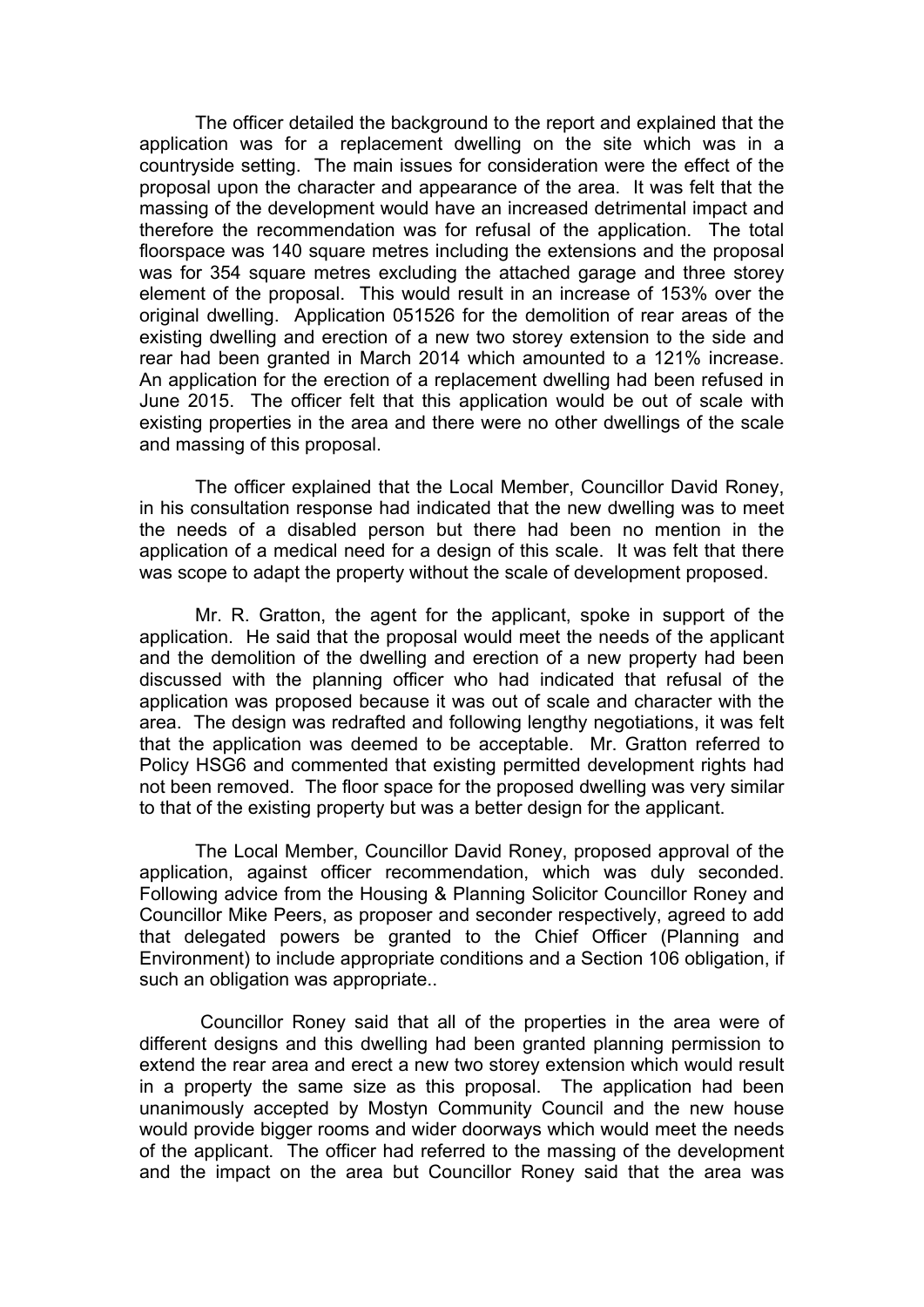The officer detailed the background to the report and explained that the application was for a replacement dwelling on the site which was in a countryside setting. The main issues for consideration were the effect of the proposal upon the character and appearance of the area. It was felt that the massing of the development would have an increased detrimental impact and therefore the recommendation was for refusal of the application. The total floorspace was 140 square metres including the extensions and the proposal was for 354 square metres excluding the attached garage and three storey element of the proposal. This would result in an increase of 153% over the original dwelling. Application 051526 for the demolition of rear areas of the existing dwelling and erection of a new two storey extension to the side and rear had been granted in March 2014 which amounted to a 121% increase. An application for the erection of a replacement dwelling had been refused in June 2015. The officer felt that this application would be out of scale with existing properties in the area and there were no other dwellings of the scale and massing of this proposal.

The officer explained that the Local Member, Councillor David Roney, in his consultation response had indicated that the new dwelling was to meet the needs of a disabled person but there had been no mention in the application of a medical need for a design of this scale. It was felt that there was scope to adapt the property without the scale of development proposed.

Mr. R. Gratton, the agent for the applicant, spoke in support of the application. He said that the proposal would meet the needs of the applicant and the demolition of the dwelling and erection of a new property had been discussed with the planning officer who had indicated that refusal of the application was proposed because it was out of scale and character with the area. The design was redrafted and following lengthy negotiations, it was felt that the application was deemed to be acceptable. Mr. Gratton referred to Policy HSG6 and commented that existing permitted development rights had not been removed. The floor space for the proposed dwelling was very similar to that of the existing property but was a better design for the applicant.

The Local Member, Councillor David Roney, proposed approval of the application, against officer recommendation, which was duly seconded. Following advice from the Housing & Planning Solicitor Councillor Roney and Councillor Mike Peers, as proposer and seconder respectively, agreed to add that delegated powers be granted to the Chief Officer (Planning and Environment) to include appropriate conditions and a Section 106 obligation, if such an obligation was appropriate..

Councillor Roney said that all of the properties in the area were of different designs and this dwelling had been granted planning permission to extend the rear area and erect a new two storey extension which would result in a property the same size as this proposal. The application had been unanimously accepted by Mostyn Community Council and the new house would provide bigger rooms and wider doorways which would meet the needs of the applicant. The officer had referred to the massing of the development and the impact on the area but Councillor Roney said that the area was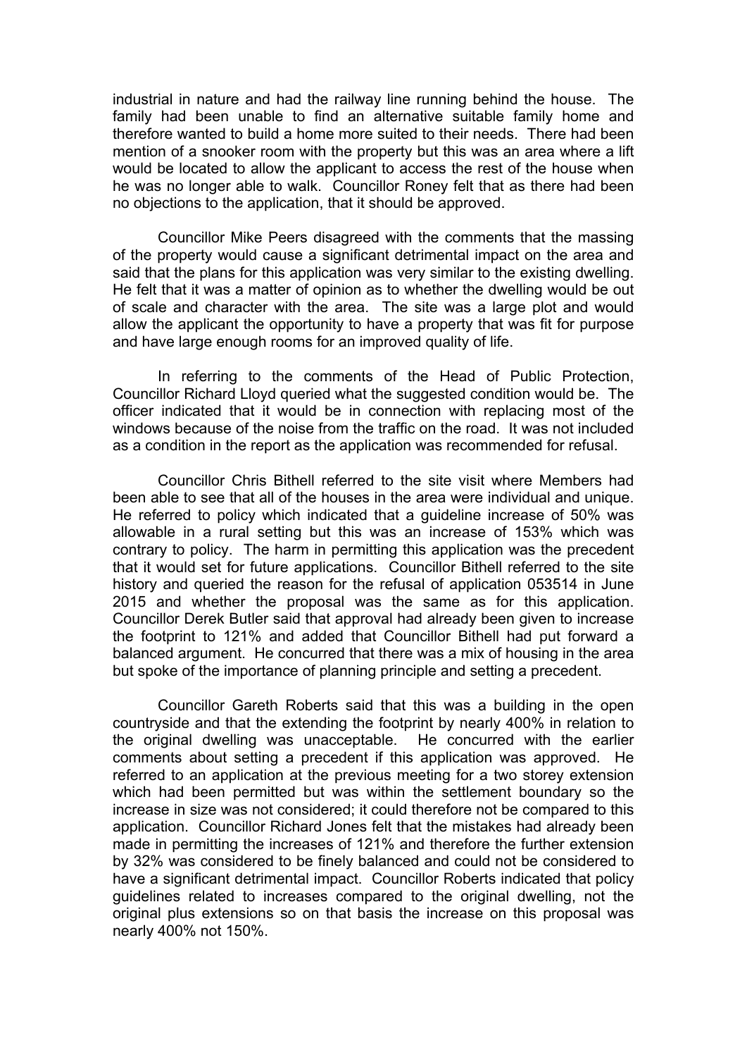industrial in nature and had the railway line running behind the house. The family had been unable to find an alternative suitable family home and therefore wanted to build a home more suited to their needs. There had been mention of a snooker room with the property but this was an area where a lift would be located to allow the applicant to access the rest of the house when he was no longer able to walk. Councillor Roney felt that as there had been no objections to the application, that it should be approved.

Councillor Mike Peers disagreed with the comments that the massing of the property would cause a significant detrimental impact on the area and said that the plans for this application was very similar to the existing dwelling. He felt that it was a matter of opinion as to whether the dwelling would be out of scale and character with the area. The site was a large plot and would allow the applicant the opportunity to have a property that was fit for purpose and have large enough rooms for an improved quality of life.

In referring to the comments of the Head of Public Protection, Councillor Richard Lloyd queried what the suggested condition would be. The officer indicated that it would be in connection with replacing most of the windows because of the noise from the traffic on the road. It was not included as a condition in the report as the application was recommended for refusal.

Councillor Chris Bithell referred to the site visit where Members had been able to see that all of the houses in the area were individual and unique. He referred to policy which indicated that a guideline increase of 50% was allowable in a rural setting but this was an increase of 153% which was contrary to policy. The harm in permitting this application was the precedent that it would set for future applications. Councillor Bithell referred to the site history and queried the reason for the refusal of application 053514 in June 2015 and whether the proposal was the same as for this application. Councillor Derek Butler said that approval had already been given to increase the footprint to 121% and added that Councillor Bithell had put forward a balanced argument. He concurred that there was a mix of housing in the area but spoke of the importance of planning principle and setting a precedent.

Councillor Gareth Roberts said that this was a building in the open countryside and that the extending the footprint by nearly 400% in relation to the original dwelling was unacceptable. He concurred with the earlier comments about setting a precedent if this application was approved. He referred to an application at the previous meeting for a two storey extension which had been permitted but was within the settlement boundary so the increase in size was not considered; it could therefore not be compared to this application. Councillor Richard Jones felt that the mistakes had already been made in permitting the increases of 121% and therefore the further extension by 32% was considered to be finely balanced and could not be considered to have a significant detrimental impact. Councillor Roberts indicated that policy guidelines related to increases compared to the original dwelling, not the original plus extensions so on that basis the increase on this proposal was nearly 400% not 150%.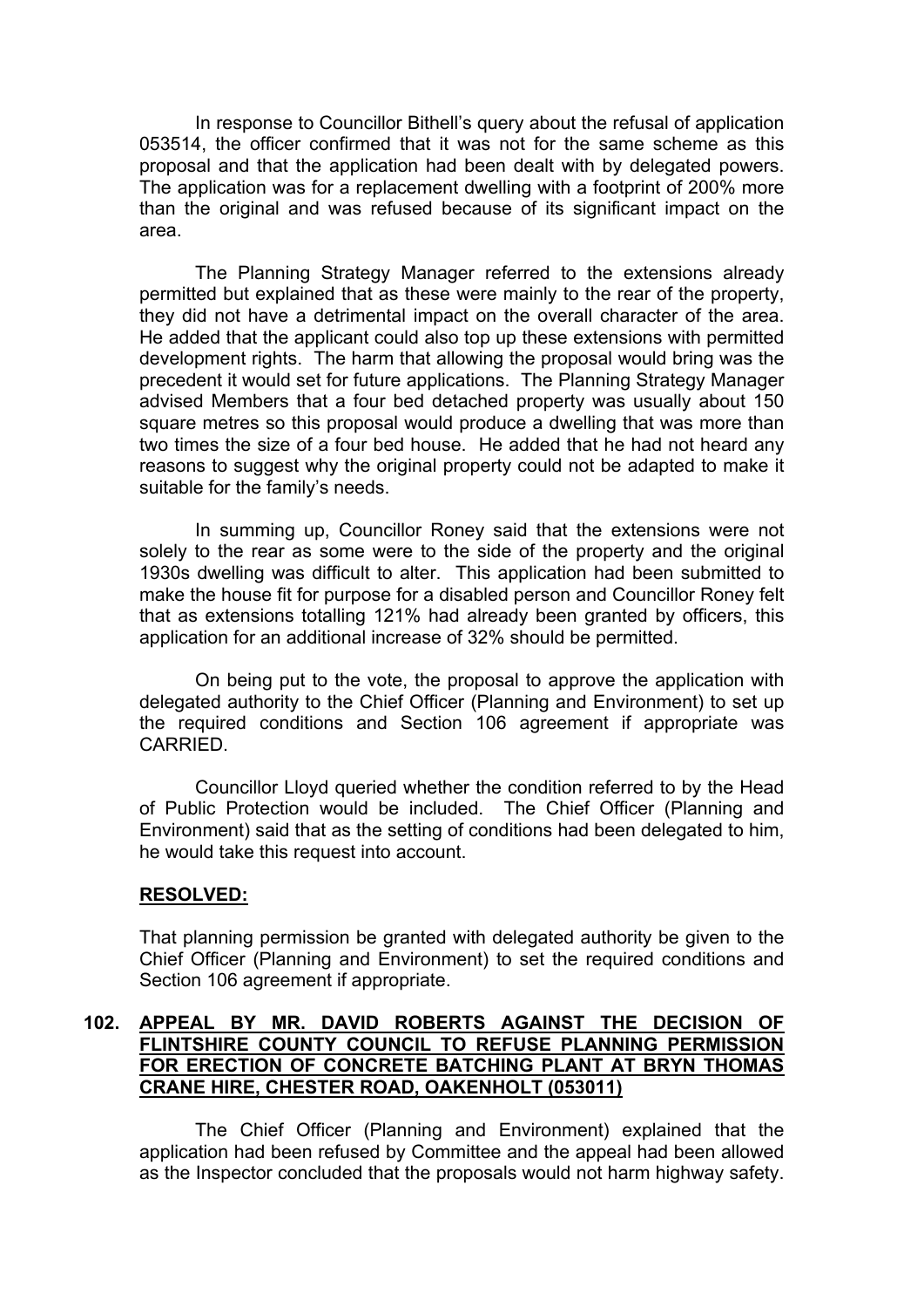In response to Councillor Bithell's query about the refusal of application 053514, the officer confirmed that it was not for the same scheme as this proposal and that the application had been dealt with by delegated powers. The application was for a replacement dwelling with a footprint of 200% more than the original and was refused because of its significant impact on the area.

The Planning Strategy Manager referred to the extensions already permitted but explained that as these were mainly to the rear of the property, they did not have a detrimental impact on the overall character of the area. He added that the applicant could also top up these extensions with permitted development rights. The harm that allowing the proposal would bring was the precedent it would set for future applications. The Planning Strategy Manager advised Members that a four bed detached property was usually about 150 square metres so this proposal would produce a dwelling that was more than two times the size of a four bed house. He added that he had not heard any reasons to suggest why the original property could not be adapted to make it suitable for the family's needs.

In summing up, Councillor Roney said that the extensions were not solely to the rear as some were to the side of the property and the original 1930s dwelling was difficult to alter. This application had been submitted to make the house fit for purpose for a disabled person and Councillor Roney felt that as extensions totalling 121% had already been granted by officers, this application for an additional increase of 32% should be permitted.

On being put to the vote, the proposal to approve the application with delegated authority to the Chief Officer (Planning and Environment) to set up the required conditions and Section 106 agreement if appropriate was CARRIED.

Councillor Lloyd queried whether the condition referred to by the Head of Public Protection would be included. The Chief Officer (Planning and Environment) said that as the setting of conditions had been delegated to him, he would take this request into account.

**RESOLVED:**

That planning permission be granted with delegated authority be given to the Chief Officer (Planning and Environment) to set the required conditions and Section 106 agreement if appropriate.

## 102. APPEAL BY MR. DAVID ROBERTS AGAINST THE DECISION OF FLINTSHIRE COUNTY COUNCIL TO REFUSE PLANNING PERMISSION FOR ERECTION OF CONCRETE BATCHING PLANT AT BRYN THOMAS CRANE HIRE, CHESTER ROAD, OAKENHOLT (053011)

The Chief Officer (Planning and Environment) explained that the application had been refused by Committee and the appeal had been allowed as the Inspector concluded that the proposals would not harm highway safety.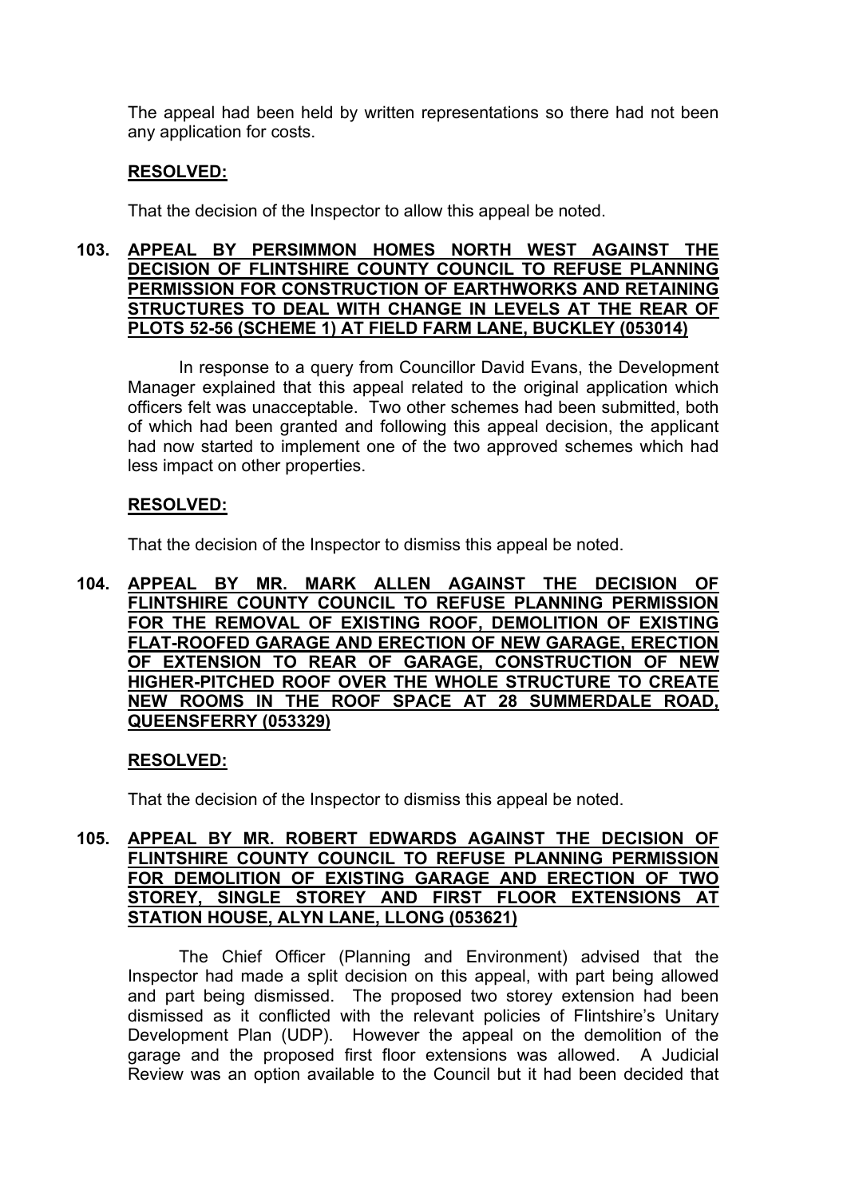The appeal had been held by written representations so there had not been any application for costs.

**RESOLVED:**

That the decision of the Inspector to allow this appeal be noted.

## 103. APPEAL BY PERSIMMON HOMES NORTH WEST AGAINST THE DECISION OF FLINTSHIRE COUNTY COUNCIL TO REFUSE PLANNING PERMISSION FOR CONSTRUCTION OF EARTHWORKS AND RETAINING STRUCTURES TO DEAL WITH CHANGE IN LEVELS AT THE REAR OF PLOTS 52-56 (SCHEME 1) AT FIELD FARM LANE, BUCKLEY (053014)

In response to a query from Councillor David Evans, the Development Manager explained that this appeal related to the original application which officers felt was unacceptable. Two other schemes had been submitted, both of which had been granted and following this appeal decision, the applicant had now started to implement one of the two approved schemes which had less impact on other properties.

**RESOLVED:**

That the decision of the Inspector to dismiss this appeal be noted.

## 104. APPEAL BY MR. MARK ALLEN AGAINST THE DECISION OF FLINTSHIRE COUNTY COUNCIL TO REFUSE PLANNING PERMISSION FOR THE REMOVAL OF EXISTING ROOF, DEMOLITION OF EXISTING FLAT-ROOFED GARAGE AND ERECTION OF NEW GARAGE, ERECTION OF EXTENSION TO REAR OF GARAGE, CONSTRUCTION OF NEW HIGHER-PITCHED ROOF OVER THE WHOLE STRUCTURE TO CREATE NEW ROOMS IN THE ROOF SPACE AT 28 SUMMERDALE ROAD, QUEENSFERRY (053329)

**RESOLVED:**

That the decision of the Inspector to dismiss this appeal be noted.

## 105. APPEAL BY MR. ROBERT EDWARDS AGAINST THE DECISION OF FLINTSHIRE COUNTY COUNCIL TO REFUSE PLANNING PERMISSION FOR DEMOLITION OF EXISTING GARAGE AND ERECTION OF TWO STOREY, SINGLE STOREY AND FIRST FLOOR EXTENSIONS AT STATION HOUSE, ALYN LANE, LLONG (053621)

The Chief Officer (Planning and Environment) advised that the Inspector had made a split decision on this appeal, with part being allowed and part being dismissed. The proposed two storey extension had been dismissed as it conflicted with the relevant policies of Flintshire's Unitary Development Plan (UDP). However the appeal on the demolition of the garage and the proposed first floor extensions was allowed. A Judicial Review was an option available to the Council but it had been decided that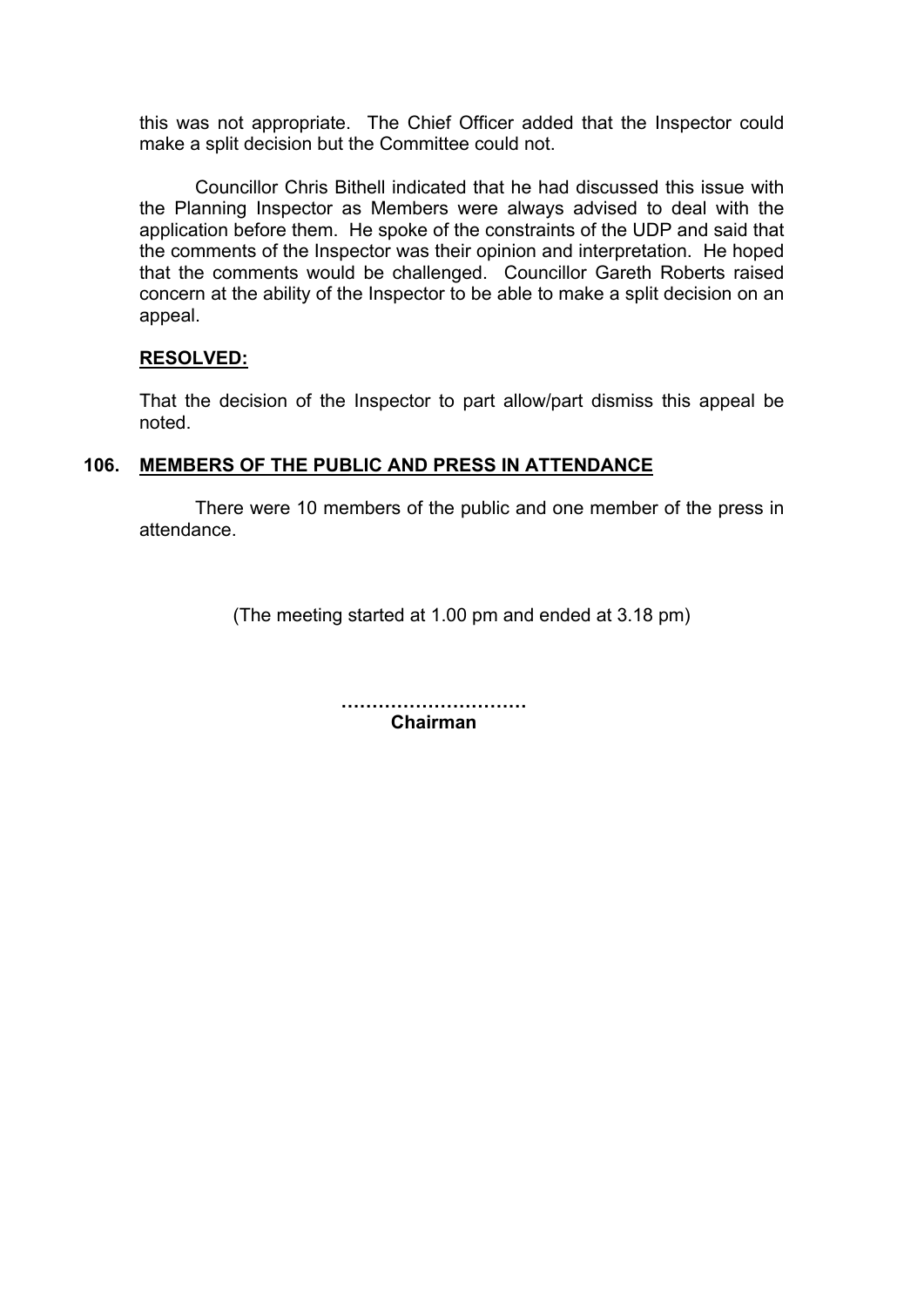this was not appropriate. The Chief Officer added that the Inspector could make a split decision but the Committee could not.

Councillor Chris Bithell indicated that he had discussed this issue with the Planning Inspector as Members were always advised to deal with the application before them. He spoke of the constraints of the UDP and said that the comments of the Inspector was their opinion and interpretation. He hoped that the comments would be challenged. Councillor Gareth Roberts raised concern at the ability of the Inspector to be able to make a split decision on an appeal.

**RESOLVED:**

That the decision of the Inspector to part allow/part dismiss this appeal be noted.

## 106. MEMBERS OF THE PUBLIC AND PRESS IN ATTENDANCE

There were 10 members of the public and one member of the press in attendance.

(The meeting started at 1.00 pm and ended at 3.18 pm)

…………………………
**Chairman**